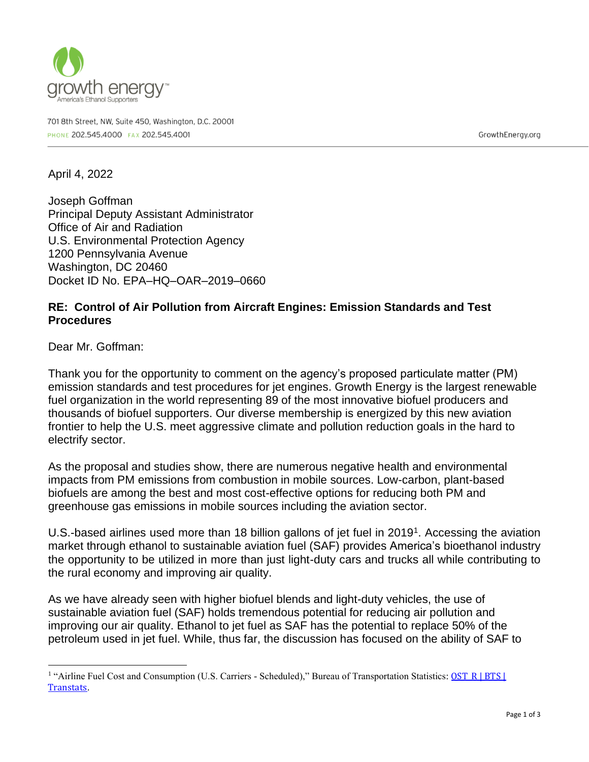growth energy™
America's Ethanol Supporters

701 8th Street, NW, Suite 450, Washington, D.C. 20001
PHONE 202.545.4000 FAX 202.545.4001

GrowthEnergy.org

April 4, 2022

Joseph Goffman
Principal Deputy Assistant Administrator
Office of Air and Radiation
U.S. Environmental Protection Agency
1200 Pennsylvania Avenue
Washington, DC 20460
Docket ID No. EPA–HQ–OAR–2019–0660

**RE: Control of Air Pollution from Aircraft Engines: Emission Standards and Test Procedures**

Dear Mr. Goffman:

Thank you for the opportunity to comment on the agency's proposed particulate matter (PM) emission standards and test procedures for jet engines. Growth Energy is the largest renewable fuel organization in the world representing 89 of the most innovative biofuel producers and thousands of biofuel supporters. Our diverse membership is energized by this new aviation frontier to help the U.S. meet aggressive climate and pollution reduction goals in the hard to electrify sector.

As the proposal and studies show, there are numerous negative health and environmental impacts from PM emissions from combustion in mobile sources. Low-carbon, plant-based biofuels are among the best and most cost-effective options for reducing both PM and greenhouse gas emissions in mobile sources including the aviation sector.

U.S.-based airlines used more than 18 billion gallons of jet fuel in 2019[1]. Accessing the aviation market through ethanol to sustainable aviation fuel (SAF) provides America's bioethanol industry the opportunity to be utilized in more than just light-duty cars and trucks all while contributing to the rural economy and improving air quality.

As we have already seen with higher biofuel blends and light-duty vehicles, the use of sustainable aviation fuel (SAF) holds tremendous potential for reducing air pollution and improving our air quality. Ethanol to jet fuel as SAF has the potential to replace 50% of the petroleum used in jet fuel. While, thus far, the discussion has focused on the ability of SAF to

---

[1] "Airline Fuel Cost and Consumption (U.S. Carriers - Scheduled)," Bureau of Transportation Statistics: OST_R | BTS | Transtats.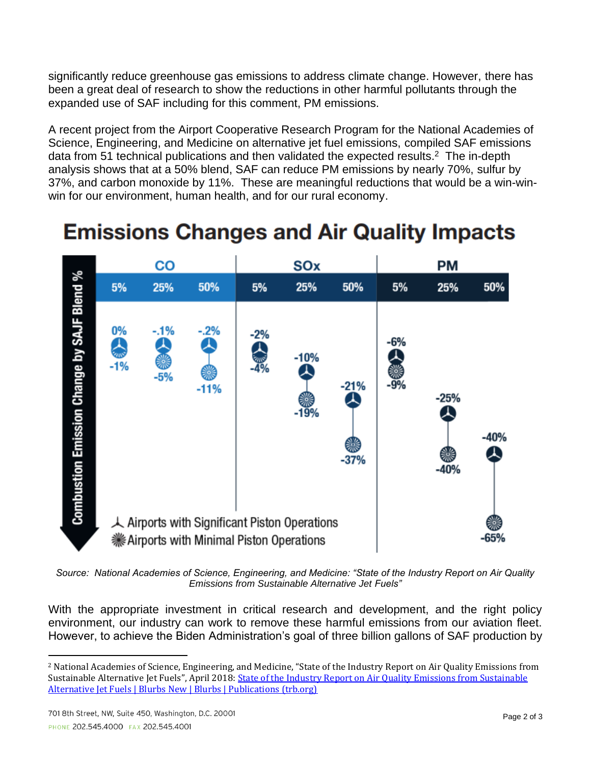significantly reduce greenhouse gas emissions to address climate change. However, there has been a great deal of research to show the reductions in other harmful pollutants through the expanded use of SAF including for this comment, PM emissions.

A recent project from the Airport Cooperative Research Program for the National Academies of Science, Engineering, and Medicine on alternative jet fuel emissions, compiled SAF emissions data from 51 technical publications and then validated the expected results.[2] The in-depth analysis shows that at a 50% blend, SAF can reduce PM emissions by nearly 70%, sulfur by 37%, and carbon monoxide by 11%. These are meaningful reductions that would be a win-win-win for our environment, human health, and for our rural economy.

## Emissions Changes and Air Quality Impacts

Combustion Emission Change by SAJF Blend %

| | CO | | | SOx | | | PM | | |
|---|---|---|---|---|---|---|---|---|---|
| | 5% | 25% | 50% | 5% | 25% | 50% | 5% | 25% | 50% |
| Airports with Significant Piston Operations | 0% | -.1% | -.2% | -2% | -10% | -21% | -6% | -25% | -40% |
| Airports with Minimal Piston Operations | -1% | -5% | -11% | -4% | -19% | -37% | -9% | -40% | -65% |

*Source: National Academies of Science, Engineering, and Medicine: "State of the Industry Report on Air Quality Emissions from Sustainable Alternative Jet Fuels"*

With the appropriate investment in critical research and development, and the right policy environment, our industry can work to remove these harmful emissions from our aviation fleet. However, to achieve the Biden Administration's goal of three billion gallons of SAF production by

---

[2] National Academies of Science, Engineering, and Medicine, "State of the Industry Report on Air Quality Emissions from Sustainable Alternative Jet Fuels", April 2018: [State of the Industry Report on Air Quality Emissions from Sustainable Alternative Jet Fuels | Blurbs New | Blurbs | Publications (trb.org)]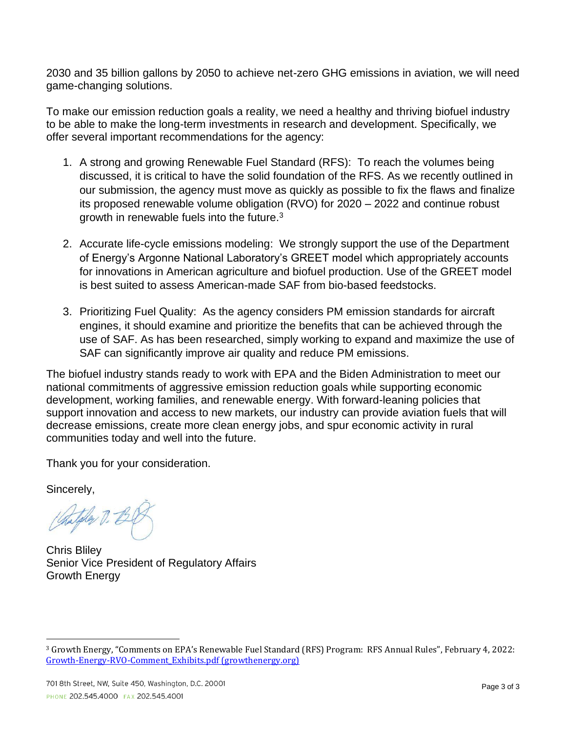2030 and 35 billion gallons by 2050 to achieve net-zero GHG emissions in aviation, we will need game-changing solutions.

To make our emission reduction goals a reality, we need a healthy and thriving biofuel industry to be able to make the long-term investments in research and development. Specifically, we offer several important recommendations for the agency:

1. A strong and growing Renewable Fuel Standard (RFS): To reach the volumes being discussed, it is critical to have the solid foundation of the RFS. As we recently outlined in our submission, the agency must move as quickly as possible to fix the flaws and finalize its proposed renewable volume obligation (RVO) for 2020 – 2022 and continue robust growth in renewable fuels into the future.[3]

2. Accurate life-cycle emissions modeling: We strongly support the use of the Department of Energy's Argonne National Laboratory's GREET model which appropriately accounts for innovations in American agriculture and biofuel production. Use of the GREET model is best suited to assess American-made SAF from bio-based feedstocks.

3. Prioritizing Fuel Quality: As the agency considers PM emission standards for aircraft engines, it should examine and prioritize the benefits that can be achieved through the use of SAF. As has been researched, simply working to expand and maximize the use of SAF can significantly improve air quality and reduce PM emissions.

The biofuel industry stands ready to work with EPA and the Biden Administration to meet our national commitments of aggressive emission reduction goals while supporting economic development, working families, and renewable energy. With forward-leaning policies that support innovation and access to new markets, our industry can provide aviation fuels that will decrease emissions, create more clean energy jobs, and spur economic activity in rural communities today and well into the future.

Thank you for your consideration.

Sincerely,

Chris Bliley
Senior Vice President of Regulatory Affairs
Growth Energy

---

[3] Growth Energy, "Comments on EPA's Renewable Fuel Standard (RFS) Program: RFS Annual Rules", February 4, 2022: Growth-Energy-RVO-Comment_Exhibits.pdf (growthenergy.org)

701 8th Street, NW, Suite 450, Washington, D.C. 20001
PHONE 202.545.4000 FAX 202.545.4001